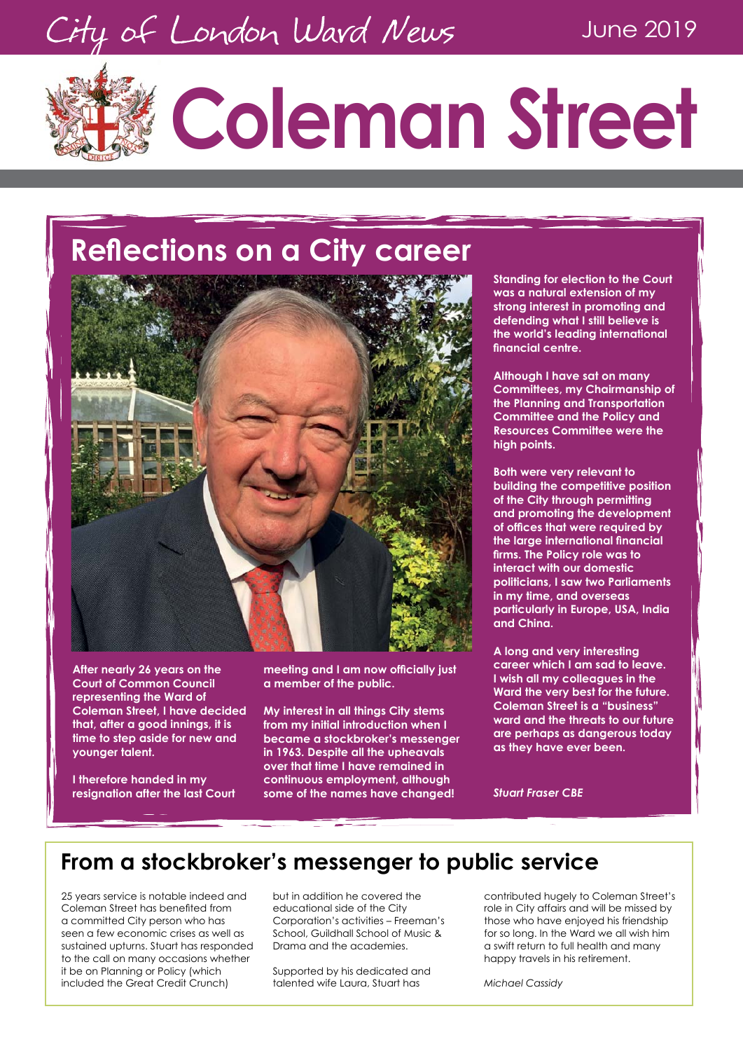City of London Ward News

June 2019

# Coleman Street

## Reflections on a City career

**After nearly 26 years on the Court of Common Council representing the Ward of Coleman Street, I have decided that, after a good innings, it is time to step aside for new and younger talent.**

**I therefore handed in my resignation after the last Court meeting and I am now officially just a member of the public.**

**My interest in all things City stems from my initial introduction when I became a stockbroker's messenger in 1963. Despite all the upheavals over that time I have remained in continuous employment, although some of the names have changed!**

**Standing for election to the Court was a natural extension of my strong interest in promoting and defending what I still believe is the world's leading international financial centre.**

**Although I have sat on many Committees, my Chairmanship of the Planning and Transportation Committee and the Policy and Resources Committee were the high points.**

**Both were very relevant to building the competitive position of the City through permitting and promoting the development of offices that were required by the large international financial firms. The Policy role was to interact with our domestic politicians, I saw two Parliaments in my time, and overseas particularly in Europe, USA, India and China.**

**A long and very interesting career which I am sad to leave. I wish all my colleagues in the Ward the very best for the future. Coleman Street is a "business" ward and the threats to our future are perhaps as dangerous today as they have ever been.**

***Stuart Fraser CBE***

## From a stockbroker's messenger to public service

25 years service is notable indeed and Coleman Street has benefited from a committed City person who has seen a few economic crises as well as sustained upturns. Stuart has responded to the call on many occasions whether it be on Planning or Policy (which included the Great Credit Crunch) but in addition he covered the educational side of the City Corporation's activities – Freeman's School, Guildhall School of Music & Drama and the academies.

Supported by his dedicated and talented wife Laura, Stuart has contributed hugely to Coleman Street's role in City affairs and will be missed by those who have enjoyed his friendship for so long. In the Ward we all wish him a swift return to full health and many happy travels in his retirement.

*Michael Cassidy*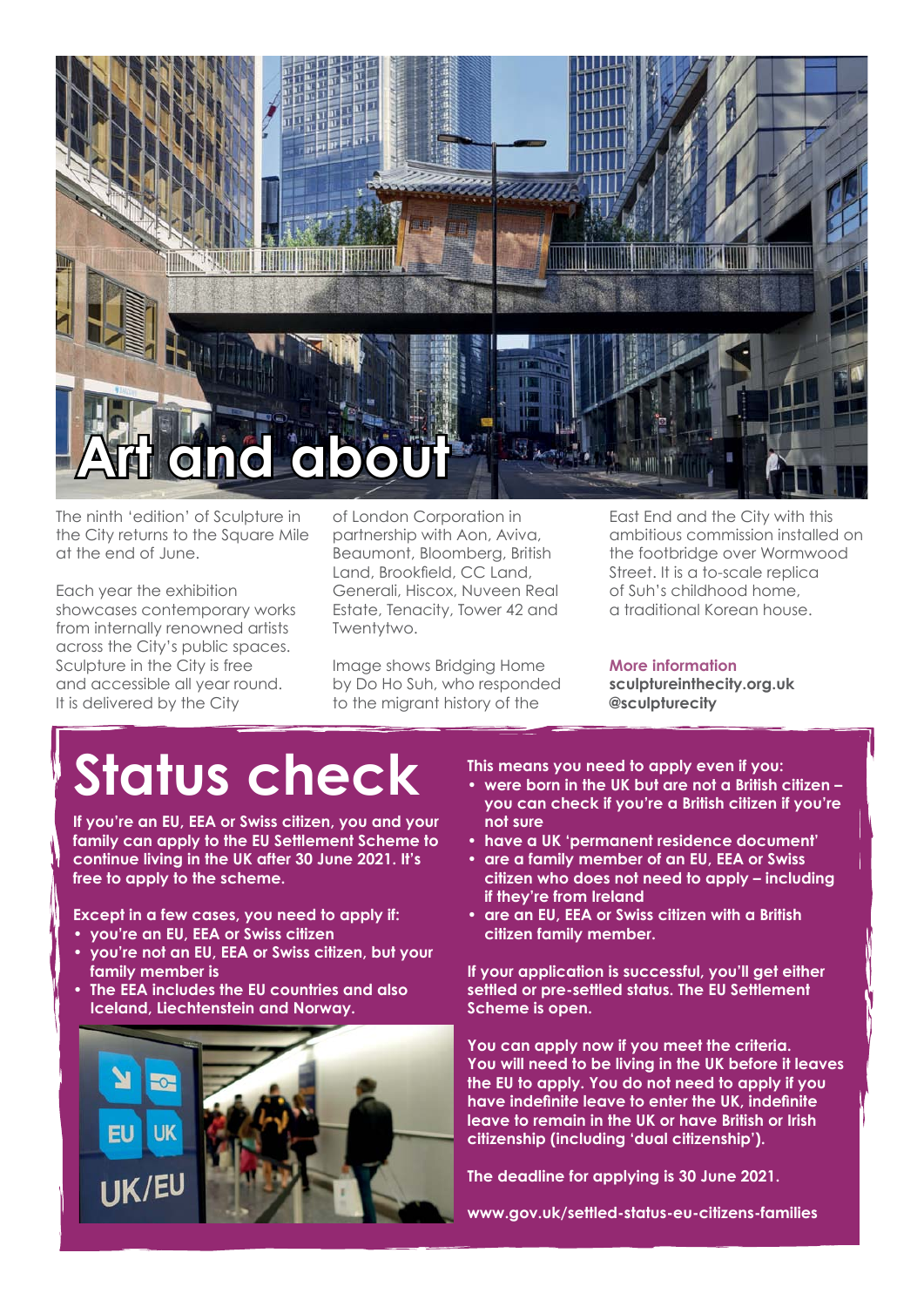# Art and about

The ninth 'edition' of Sculpture in the City returns to the Square Mile at the end of June.

Each year the exhibition showcases contemporary works from internally renowned artists across the City's public spaces. Sculpture in the City is free and accessible all year round. It is delivered by the City of London Corporation in partnership with Aon, Aviva, Beaumont, Bloomberg, British Land, Brookfield, CC Land, Generali, Hiscox, Nuveen Real Estate, Tenacity, Tower 42 and Twentytwo.

Image shows Bridging Home by Do Ho Suh, who responded to the migrant history of the East End and the City with this ambitious commission installed on the footbridge over Wormwood Street. It is a to-scale replica of Suh's childhood home, a traditional Korean house.

**More information**
**sculptureinthecity.org.uk**
**@sculpturecity**

# Status check

**If you're an EU, EEA or Swiss citizen, you and your family can apply to the EU Settlement Scheme to continue living in the UK after 30 June 2021. It's free to apply to the scheme.**

**Except in a few cases, you need to apply if:**

- **you're an EU, EEA or Swiss citizen**
- **you're not an EU, EEA or Swiss citizen, but your family member is**
- **The EEA includes the EU countries and also Iceland, Liechtenstein and Norway.**

**This means you need to apply even if you:**

- **were born in the UK but are not a British citizen – you can check if you're a British citizen if you're not sure**
- **have a UK 'permanent residence document'**
- **are a family member of an EU, EEA or Swiss citizen who does not need to apply – including if they're from Ireland**
- **are an EU, EEA or Swiss citizen with a British citizen family member.**

**If your application is successful, you'll get either settled or pre-settled status. The EU Settlement Scheme is open.**

**You can apply now if you meet the criteria. You will need to be living in the UK before it leaves the EU to apply. You do not need to apply if you have indefinite leave to enter the UK, indefinite leave to remain in the UK or have British or Irish citizenship (including 'dual citizenship').**

**The deadline for applying is 30 June 2021.**

**www.gov.uk/settled-status-eu-citizens-families**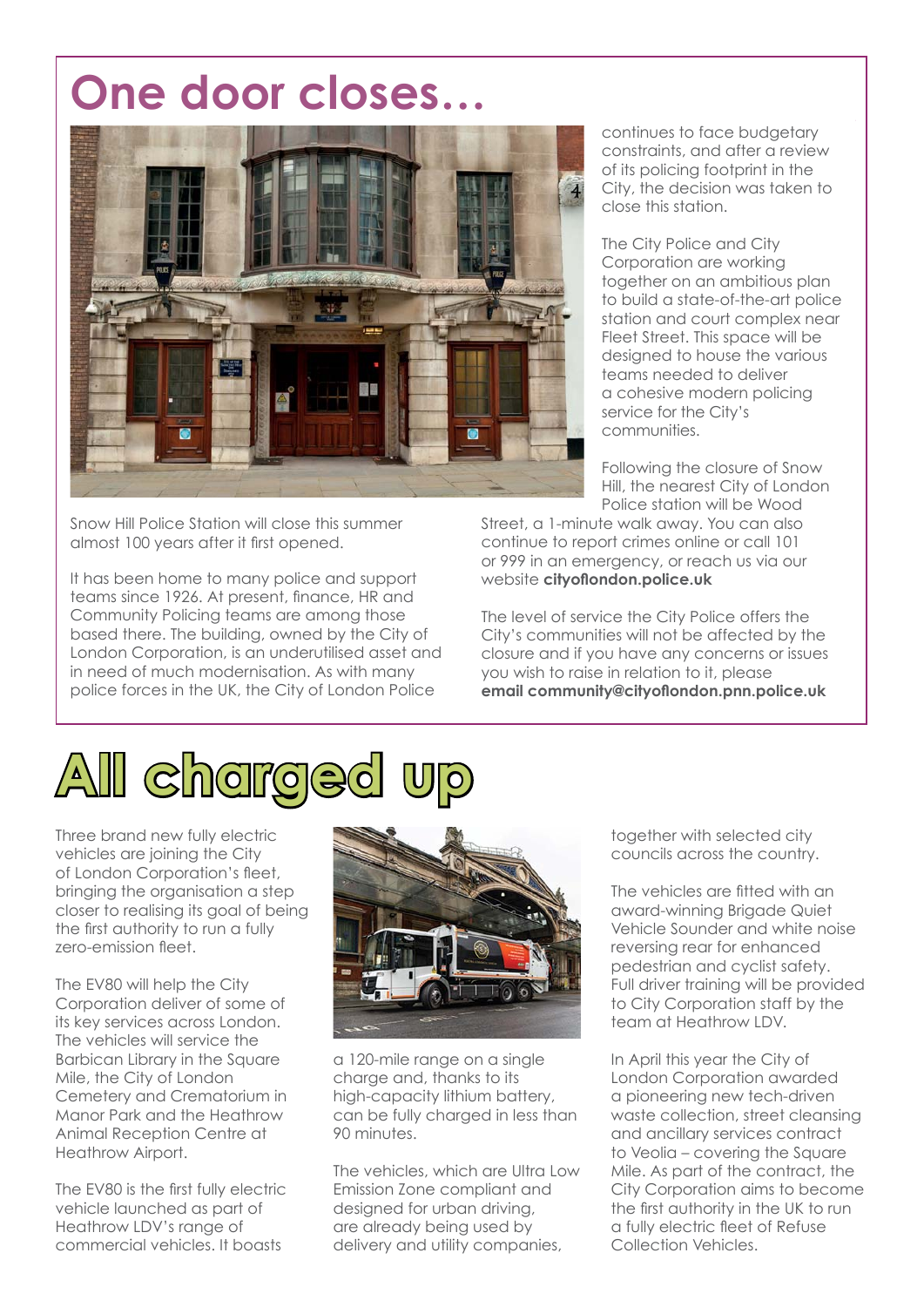# One door closes…

Snow Hill Police Station will close this summer almost 100 years after it first opened.

It has been home to many police and support teams since 1926. At present, finance, HR and Community Policing teams are among those based there. The building, owned by the City of London Corporation, is an underutilised asset and in need of much modernisation. As with many police forces in the UK, the City of London Police continues to face budgetary constraints, and after a review of its policing footprint in the City, the decision was taken to close this station.

The City Police and City Corporation are working together on an ambitious plan to build a state-of-the-art police station and court complex near Fleet Street. This space will be designed to house the various teams needed to deliver a cohesive modern policing service for the City's communities.

Following the closure of Snow Hill, the nearest City of London Police station will be Wood Street, a 1-minute walk away. You can also continue to report crimes online or call 101 or 999 in an emergency, or reach us via our website **cityoflondon.police.uk**

The level of service the City Police offers the City's communities will not be affected by the closure and if you have any concerns or issues you wish to raise in relation to it, please **email community@cityoflondon.pnn.police.uk**

# All charged up

Three brand new fully electric vehicles are joining the City of London Corporation's fleet, bringing the organisation a step closer to realising its goal of being the first authority to run a fully zero-emission fleet.

The EV80 will help the City Corporation deliver of some of its key services across London. The vehicles will service the Barbican Library in the Square Mile, the City of London Cemetery and Crematorium in Manor Park and the Heathrow Animal Reception Centre at Heathrow Airport.

The EV80 is the first fully electric vehicle launched as part of Heathrow LDV's range of commercial vehicles. It boasts a 120-mile range on a single charge and, thanks to its high-capacity lithium battery, can be fully charged in less than 90 minutes.

The vehicles, which are Ultra Low Emission Zone compliant and designed for urban driving, are already being used by delivery and utility companies, together with selected city councils across the country.

The vehicles are fitted with an award-winning Brigade Quiet Vehicle Sounder and white noise reversing rear for enhanced pedestrian and cyclist safety. Full driver training will be provided to City Corporation staff by the team at Heathrow LDV.

In April this year the City of London Corporation awarded a pioneering new tech-driven waste collection, street cleansing and ancillary services contract to Veolia – covering the Square Mile. As part of the contract, the City Corporation aims to become the first authority in the UK to run a fully electric fleet of Refuse Collection Vehicles.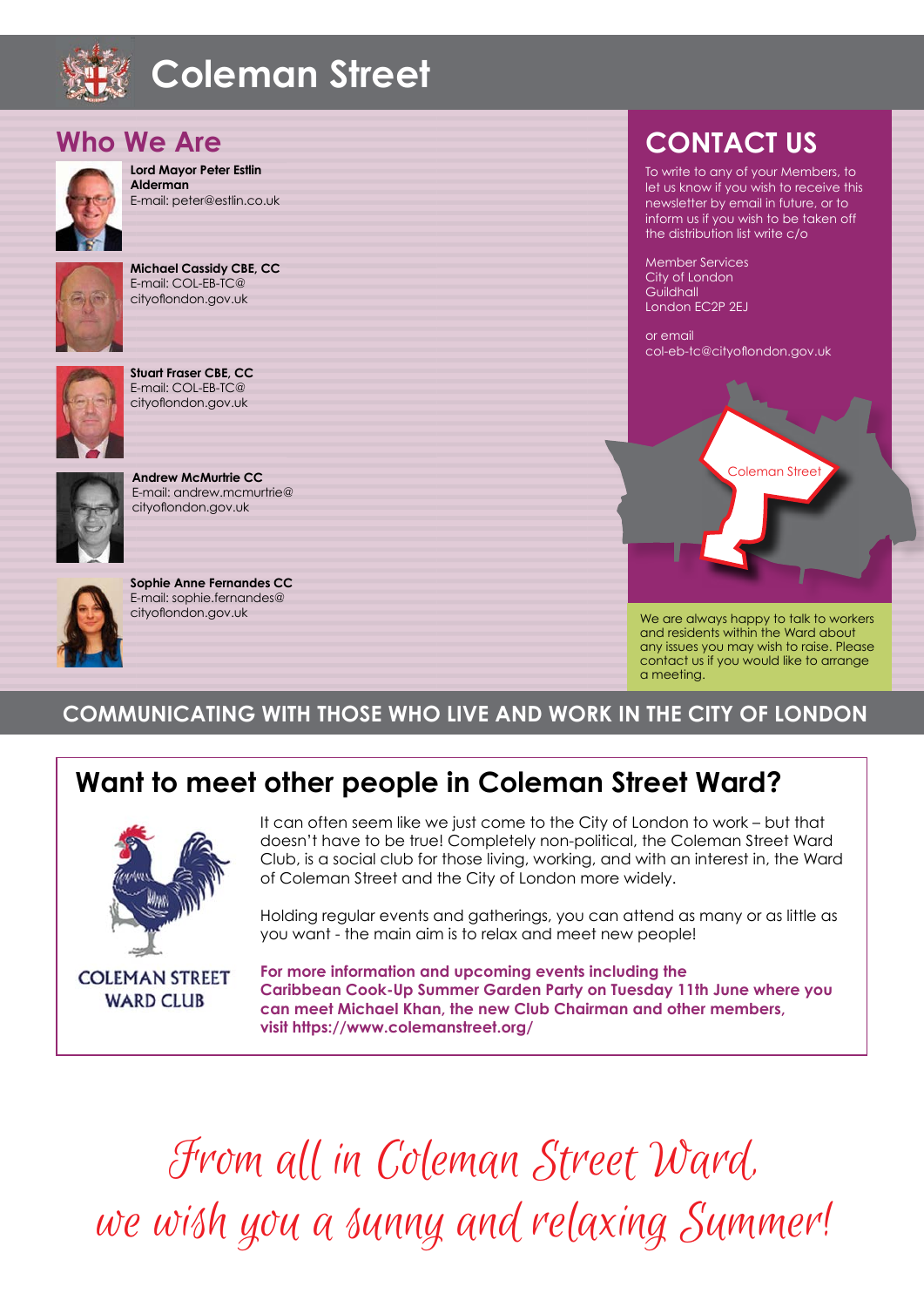# Coleman Street

## Who We Are

**Lord Mayor Peter Estlin**
**Alderman**
E-mail: peter@estlin.co.uk

**Michael Cassidy CBE, CC**
E-mail: COL-EB-TC@cityoflondon.gov.uk

**Stuart Fraser CBE, CC**
E-mail: COL-EB-TC@cityoflondon.gov.uk

**Andrew McMurtrie CC**
E-mail: andrew.mcmurtrie@cityoflondon.gov.uk

**Sophie Anne Fernandes CC**
E-mail: sophie.fernandes@cityoflondon.gov.uk

## CONTACT US

To write to any of your Members, to let us know if you wish to receive this newsletter by email in future, or to inform us if you wish to be taken off the distribution list write c/o

Member Services
City of London
Guildhall
London EC2P 2EJ

or email
col-eb-tc@cityoflondon.gov.uk

Coleman Street

We are always happy to talk to workers and residents within the Ward about any issues you may wish to raise. Please contact us if you would like to arrange a meeting.

**COMMUNICATING WITH THOSE WHO LIVE AND WORK IN THE CITY OF LONDON**

## Want to meet other people in Coleman Street Ward?

COLEMAN STREET WARD CLUB

It can often seem like we just come to the City of London to work – but that doesn't have to be true! Completely non-political, the Coleman Street Ward Club, is a social club for those living, working, and with an interest in, the Ward of Coleman Street and the City of London more widely.

Holding regular events and gatherings, you can attend as many or as little as you want - the main aim is to relax and meet new people!

**For more information and upcoming events including the Caribbean Cook-Up Summer Garden Party on Tuesday 11th June where you can meet Michael Khan, the new Club Chairman and other members, visit https://www.colemanstreet.org/**

*From all in Coleman Street Ward, we wish you a sunny and relaxing Summer!*